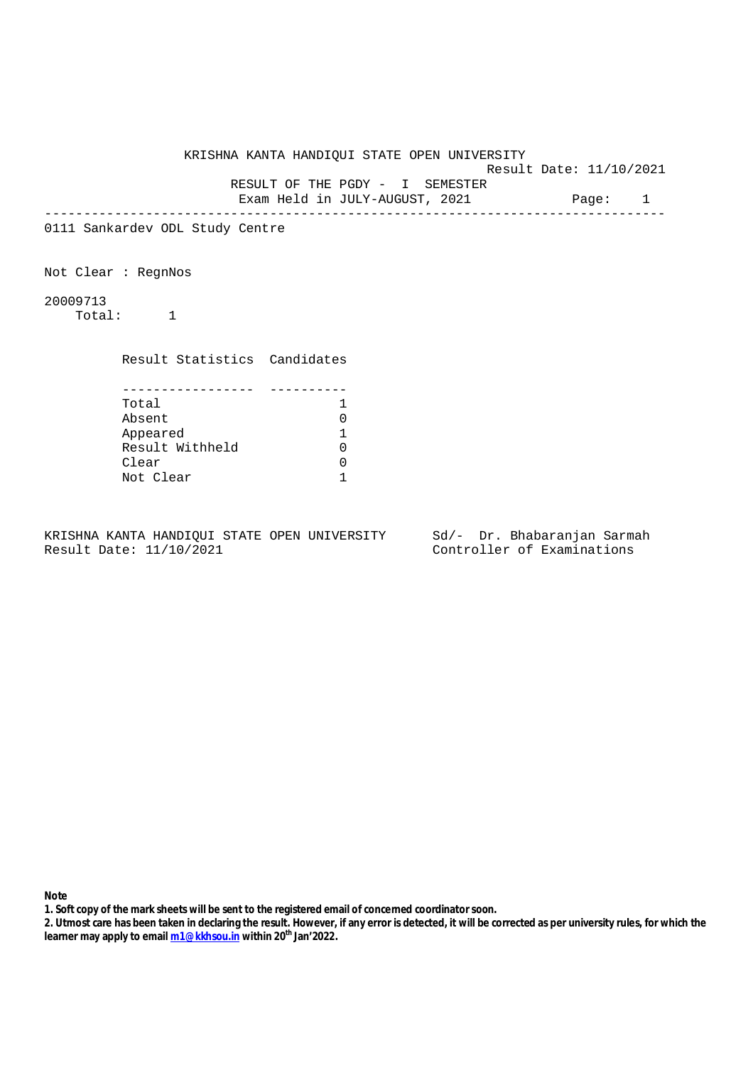# KRISHNA KANTA HANDIQUI STATE OPEN UNIVERSITY

Result Date: 11/10/2021

## RESULT OF THE PGDY - I SEMESTER

Exam Held in JULY-AUGUST, 2021 Page: 1

---

0111 Sankardev ODL Study Centre

Not Clear : RegnNos

20009713
Total: 1

| Result Statistics | Candidates |
|---|---|
| Total | 1 |
| Absent | 0 |
| Appeared | 1 |
| Result Withheld | 0 |
| Clear | 0 |
| Not Clear | 1 |

KRISHNA KANTA HANDIQUI STATE OPEN UNIVERSITY
Result Date: 11/10/2021

Sd/- Dr. Bhabaranjan Sarmah
Controller of Examinations

**Note**

**1. Soft copy of the mark sheets will be sent to the registered email of concerned coordinator soon.**

**2. Utmost care has been taken in declaring the result. However, if any error is detected, it will be corrected as per university rules, for which the learner may apply to email m1@kkhsou.in within 20th Jan'2022.**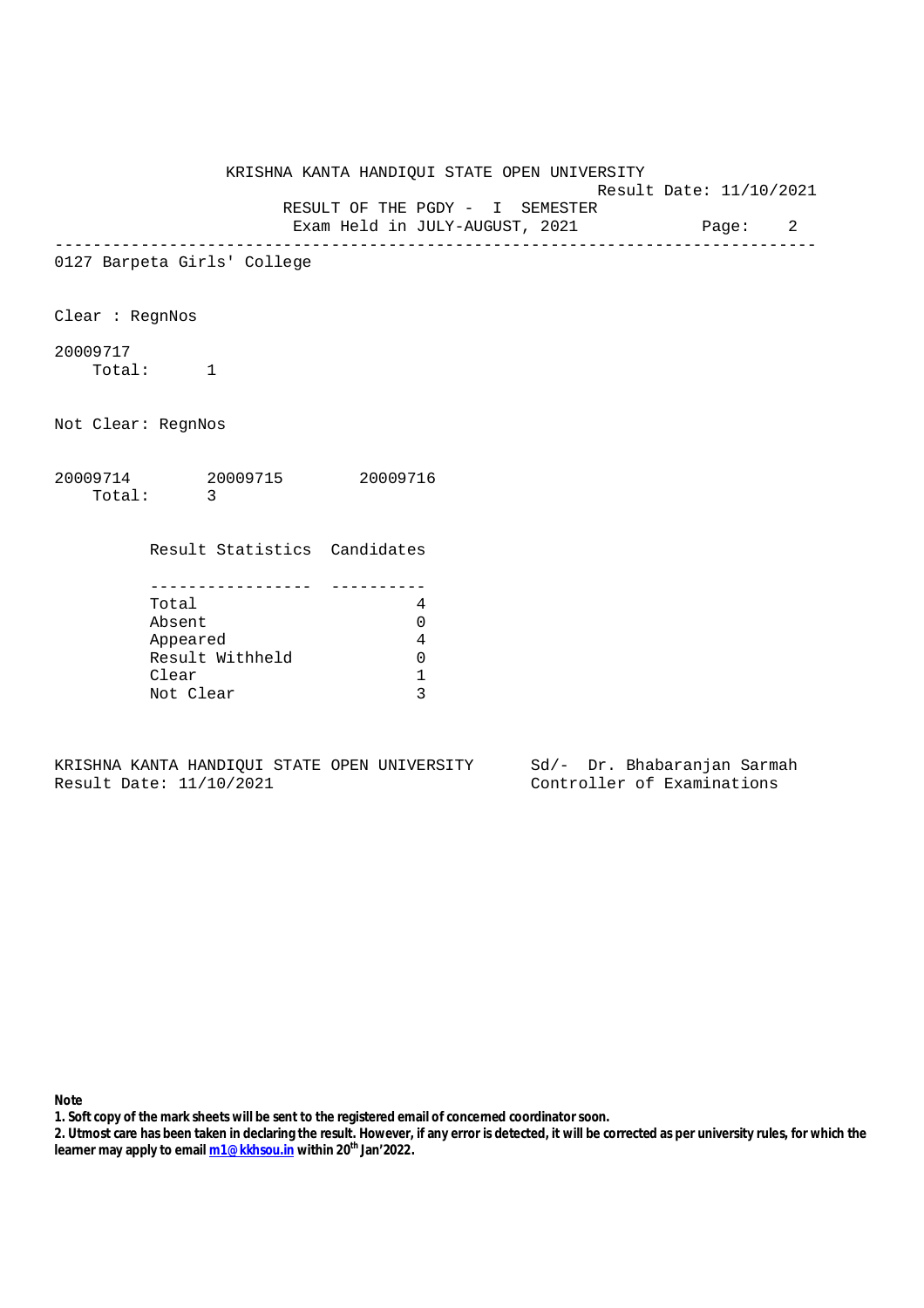KRISHNA KANTA HANDIQUI STATE OPEN UNIVERSITY

Result Date: 11/10/2021

RESULT OF THE PGDY - I SEMESTER

Exam Held in JULY-AUGUST, 2021

---

0127 Barpeta Girls' College

Clear : RegnNos

20009717

Total: 1

Not Clear: RegnNos

20009714 20009715 20009716

Total: 3

| Result Statistics | Candidates |
|---|---|
| Total | 4 |
| Absent | 0 |
| Appeared | 4 |
| Result Withheld | 0 |
| Clear | 1 |
| Not Clear | 3 |

KRISHNA KANTA HANDIQUI STATE OPEN UNIVERSITY
Result Date: 11/10/2021

Sd/- Dr. Bhabaranjan Sarmah
Controller of Examinations

**Note**

**1. Soft copy of the mark sheets will be sent to the registered email of concerned coordinator soon.**

**2. Utmost care has been taken in declaring the result. However, if any error is detected, it will be corrected as per university rules, for which the learner may apply to email m1@kkhsou.in within 20th Jan'2022.**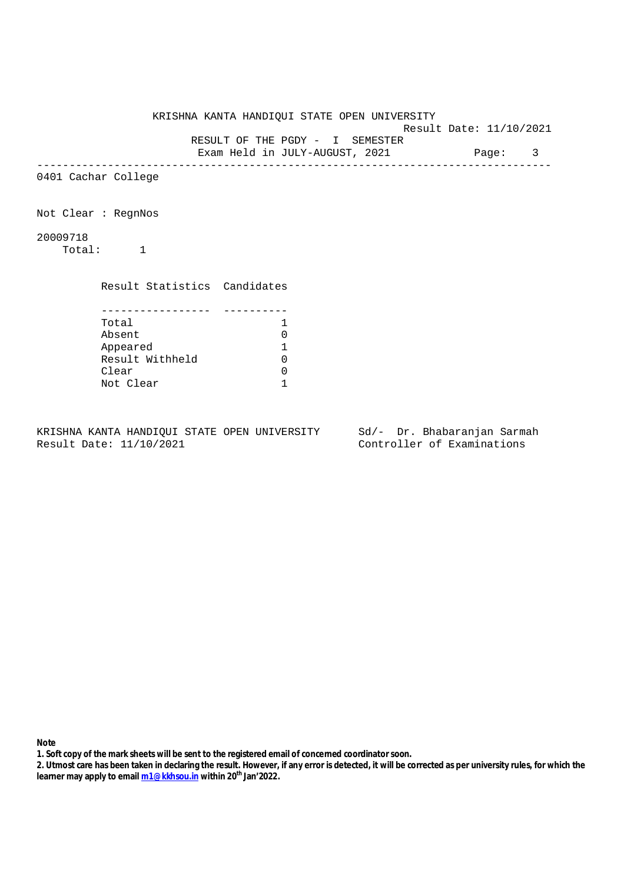# KRISHNA KANTA HANDIQUI STATE OPEN UNIVERSITY

Result Date: 11/10/2021

## RESULT OF THE PGDY - I SEMESTER

Exam Held in JULY-AUGUST, 2021

---

0401 Cachar College

Not Clear : RegnNos

20009718

Total: 1

| Result Statistics | Candidates |
|---|---|
| Total | 1 |
| Absent | 0 |
| Appeared | 1 |
| Result Withheld | 0 |
| Clear | 0 |
| Not Clear | 1 |

KRISHNA KANTA HANDIQUI STATE OPEN UNIVERSITY
Result Date: 11/10/2021

Sd/- Dr. Bhabaranjan Sarmah
Controller of Examinations

**Note**

**1. Soft copy of the mark sheets will be sent to the registered email of concerned coordinator soon.**

**2. Utmost care has been taken in declaring the result. However, if any error is detected, it will be corrected as per university rules, for which the learner may apply to email m1@kkhsou.in within 20th Jan'2022.**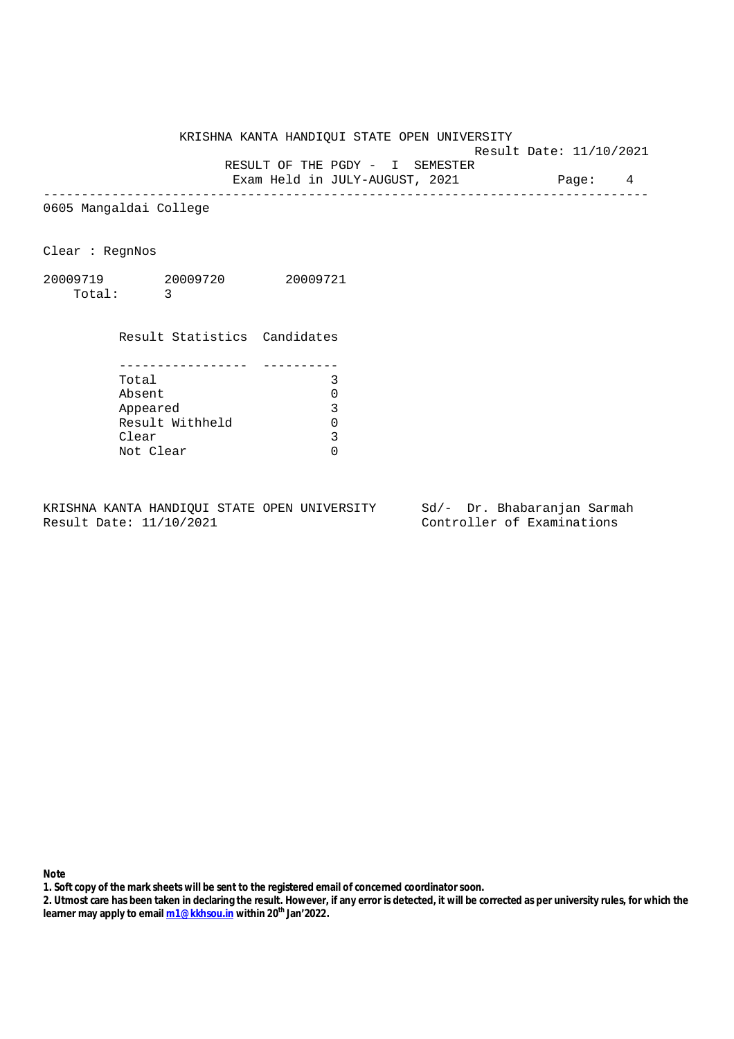KRISHNA KANTA HANDIQUI STATE OPEN UNIVERSITY

Result Date: 11/10/2021

RESULT OF THE PGDY - I SEMESTER

Exam Held in JULY-AUGUST, 2021

---

0605 Mangaldai College

Clear : RegnNos

20009719 20009720 20009721

Total: 3

| Result Statistics | Candidates |
|---|---|
| Total | 3 |
| Absent | 0 |
| Appeared | 3 |
| Result Withheld | 0 |
| Clear | 3 |
| Not Clear | 0 |

KRISHNA KANTA HANDIQUI STATE OPEN UNIVERSITY
Result Date: 11/10/2021

Sd/- Dr. Bhabaranjan Sarmah
Controller of Examinations

**Note**

**1. Soft copy of the mark sheets will be sent to the registered email of concerned coordinator soon.**

**2. Utmost care has been taken in declaring the result. However, if any error is detected, it will be corrected as per university rules, for which the learner may apply to email m1@kkhsou.in within 20th Jan'2022.**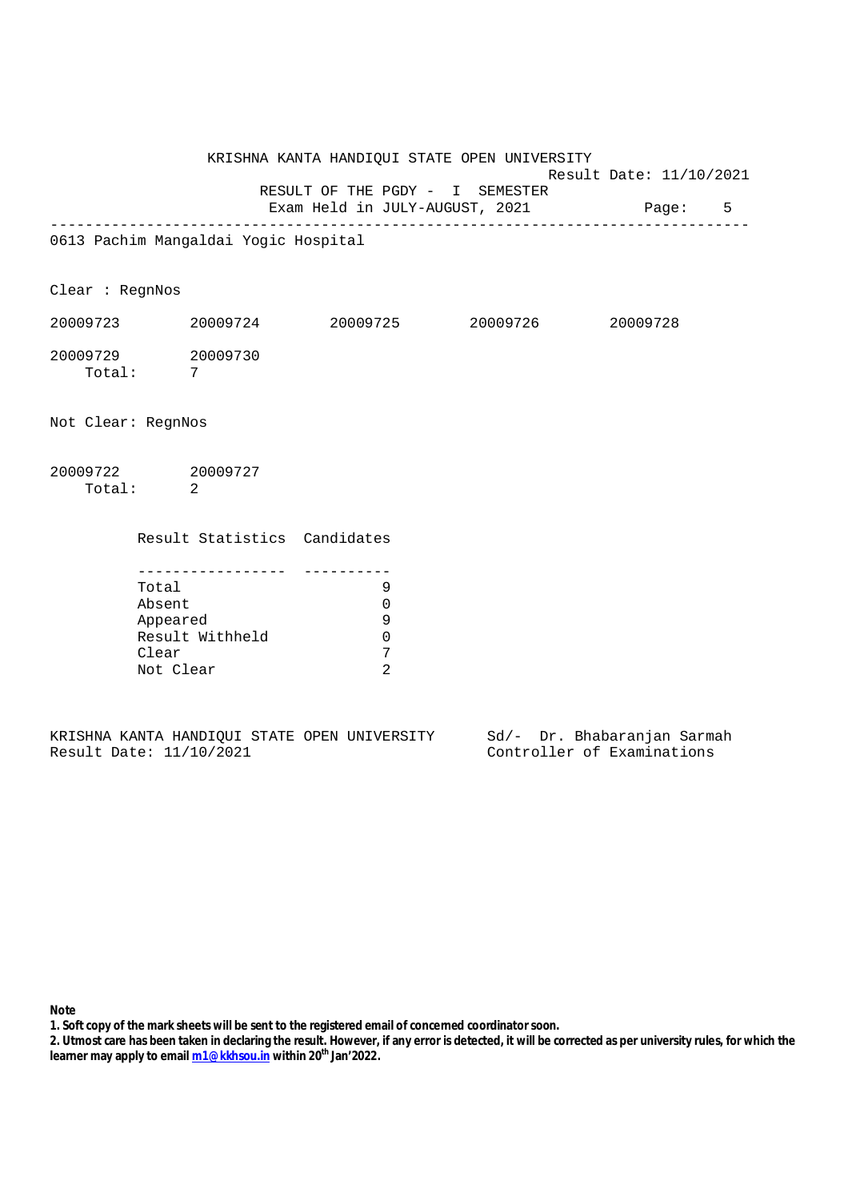KRISHNA KANTA HANDIQUI STATE OPEN UNIVERSITY

Result Date: 11/10/2021

RESULT OF THE PGDY - I SEMESTER

Exam Held in JULY-AUGUST, 2021

---

0613 Pachim Mangaldai Yogic Hospital

Clear : RegnNos

20009723 20009724 20009725 20009726 20009728

20009729 20009730

Total: 7

Not Clear: RegnNos

20009722 20009727

Total: 2

| Result Statistics | Candidates |
|---|---|
| Total | 9 |
| Absent | 0 |
| Appeared | 9 |
| Result Withheld | 0 |
| Clear | 7 |
| Not Clear | 2 |

KRISHNA KANTA HANDIQUI STATE OPEN UNIVERSITY
Result Date: 11/10/2021

Sd/- Dr. Bhabaranjan Sarmah
Controller of Examinations

**Note**

**1. Soft copy of the mark sheets will be sent to the registered email of concerned coordinator soon.**

**2. Utmost care has been taken in declaring the result. However, if any error is detected, it will be corrected as per university rules, for which the learner may apply to email m1@kkhsou.in within 20th Jan'2022.**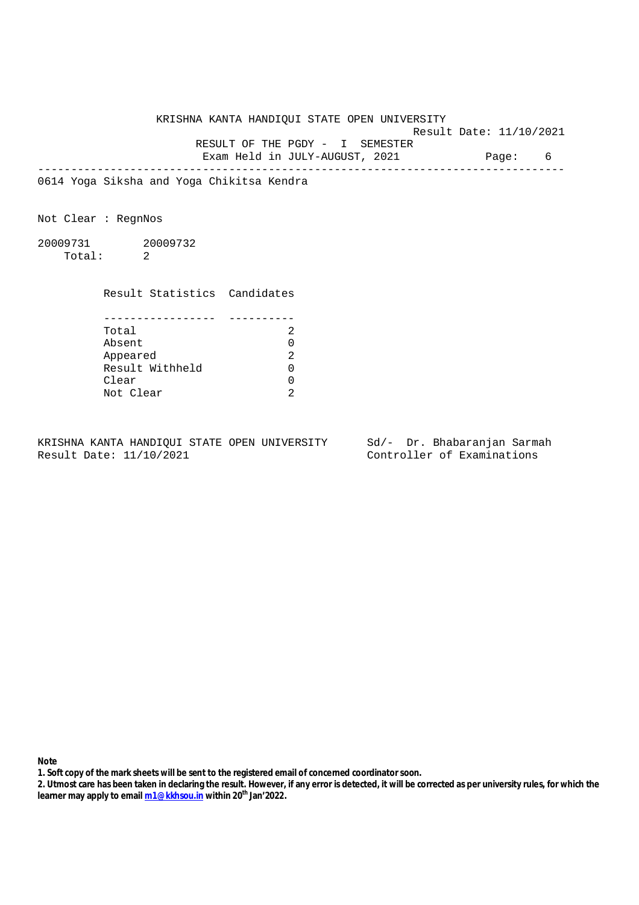KRISHNA KANTA HANDIQUI STATE OPEN UNIVERSITY

Result Date: 11/10/2021

RESULT OF THE PGDY - I SEMESTER

Exam Held in JULY-AUGUST, 2021

---

0614 Yoga Siksha and Yoga Chikitsa Kendra

Not Clear : RegnNos

20009731 20009732

Total: 2

| Result Statistics | Candidates |
|---|---|
| Total | 2 |
| Absent | 0 |
| Appeared | 2 |
| Result Withheld | 0 |
| Clear | 0 |
| Not Clear | 2 |

KRISHNA KANTA HANDIQUI STATE OPEN UNIVERSITY
Result Date: 11/10/2021

Sd/- Dr. Bhabaranjan Sarmah
Controller of Examinations

**Note**

**1. Soft copy of the mark sheets will be sent to the registered email of concerned coordinator soon.**

**2. Utmost care has been taken in declaring the result. However, if any error is detected, it will be corrected as per university rules, for which the learner may apply to email m1@kkhsou.in within 20th Jan'2022.**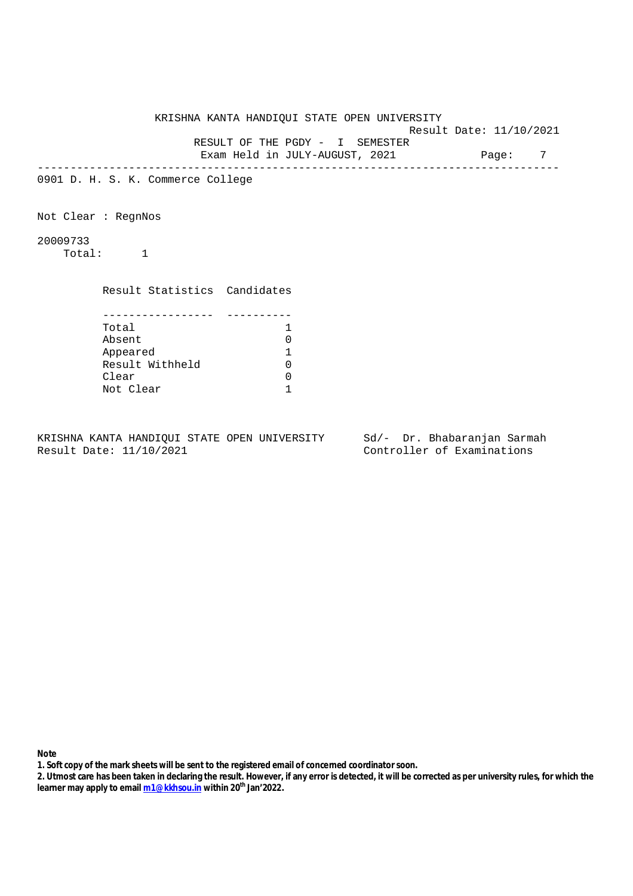KRISHNA KANTA HANDIQUI STATE OPEN UNIVERSITY

Result Date: 11/10/2021

RESULT OF THE PGDY - I SEMESTER

Exam Held in JULY-AUGUST, 2021

---

0901 D. H. S. K. Commerce College

Not Clear : RegnNos

20009733

Total: 1

| Result Statistics | Candidates |
|---|---|
| Total | 1 |
| Absent | 0 |
| Appeared | 1 |
| Result Withheld | 0 |
| Clear | 0 |
| Not Clear | 1 |

KRISHNA KANTA HANDIQUI STATE OPEN UNIVERSITY
Result Date: 11/10/2021

Sd/- Dr. Bhabaranjan Sarmah
Controller of Examinations

**Note**

**1. Soft copy of the mark sheets will be sent to the registered email of concerned coordinator soon.**

**2. Utmost care has been taken in declaring the result. However, if any error is detected, it will be corrected as per university rules, for which the learner may apply to email m1@kkhsou.in within 20th Jan'2022.**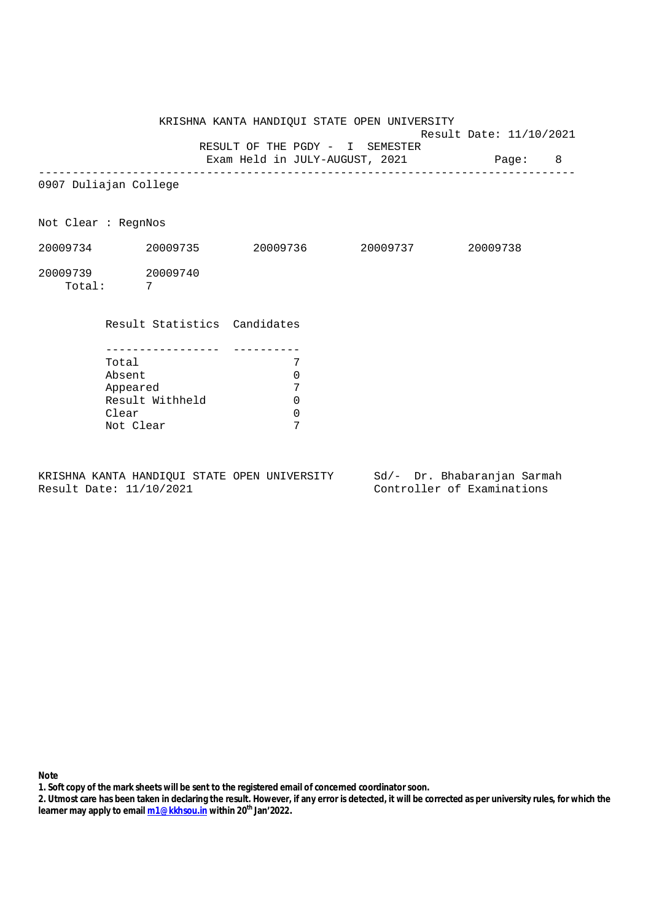KRISHNA KANTA HANDIQUI STATE OPEN UNIVERSITY

Result Date: 11/10/2021

RESULT OF THE PGDY - I SEMESTER

Exam Held in JULY-AUGUST, 2021

---

0907 Duliajan College

Not Clear : RegnNos

20009734 20009735 20009736 20009737 20009738

20009739 20009740

Total: 7

| Result Statistics | Candidates |
|---|---|
| Total | 7 |
| Absent | 0 |
| Appeared | 7 |
| Result Withheld | 0 |
| Clear | 0 |
| Not Clear | 7 |

KRISHNA KANTA HANDIQUI STATE OPEN UNIVERSITY
Result Date: 11/10/2021

Sd/- Dr. Bhabaranjan Sarmah
Controller of Examinations

**Note**

**1. Soft copy of the mark sheets will be sent to the registered email of concerned coordinator soon.**

**2. Utmost care has been taken in declaring the result. However, if any error is detected, it will be corrected as per university rules, for which the learner may apply to email m1@kkhsou.in within 20th Jan'2022.**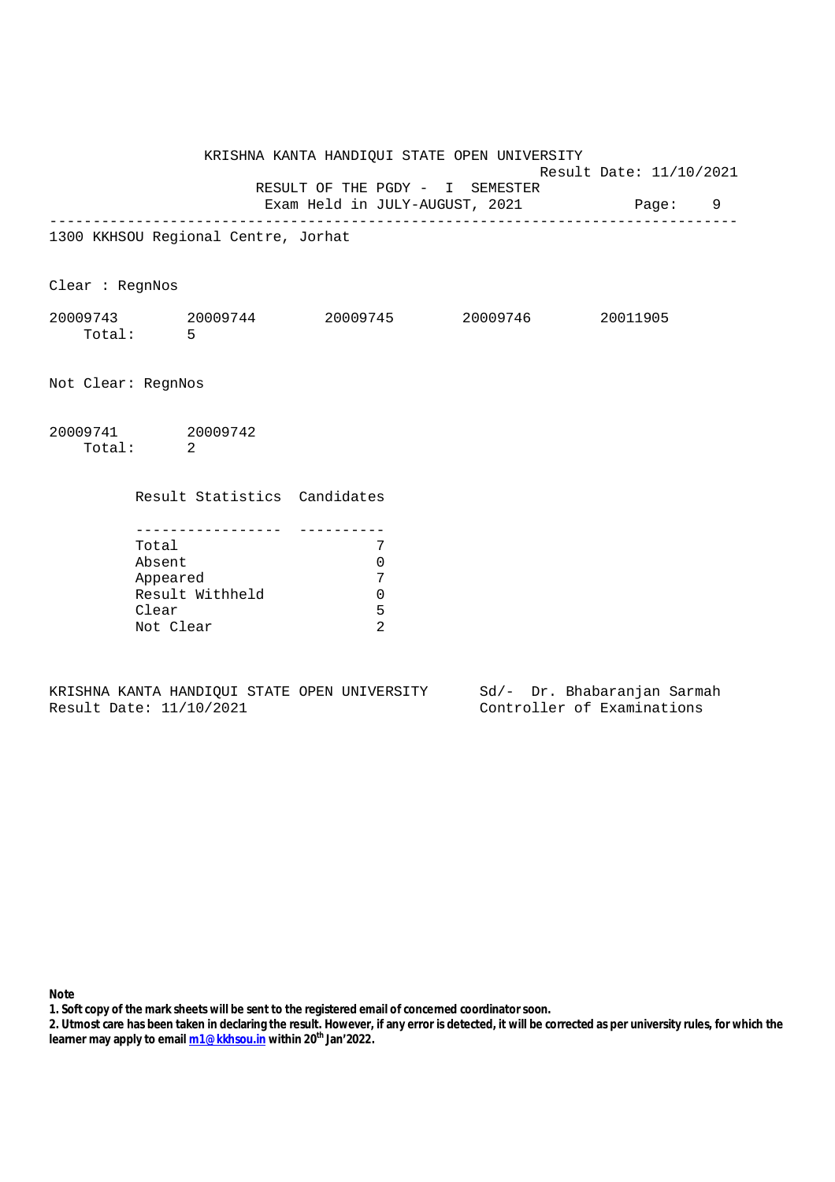KRISHNA KANTA HANDIQUI STATE OPEN UNIVERSITY

Result Date: 11/10/2021

RESULT OF THE PGDY - I SEMESTER

Exam Held in JULY-AUGUST, 2021

---

1300 KKHSOU Regional Centre, Jorhat

Clear : RegnNos

20009743 20009744 20009745 20009746 20011905

Total: 5

Not Clear: RegnNos

20009741 20009742

Total: 2

| Result Statistics | Candidates |
|---|---|
| Total | 7 |
| Absent | 0 |
| Appeared | 7 |
| Result Withheld | 0 |
| Clear | 5 |
| Not Clear | 2 |

KRISHNA KANTA HANDIQUI STATE OPEN UNIVERSITY
Result Date: 11/10/2021

Sd/- Dr. Bhabaranjan Sarmah
Controller of Examinations

**Note**

**1. Soft copy of the mark sheets will be sent to the registered email of concerned coordinator soon.**

**2. Utmost care has been taken in declaring the result. However, if any error is detected, it will be corrected as per university rules, for which the learner may apply to email m1@kkhsou.in within 20th Jan'2022.**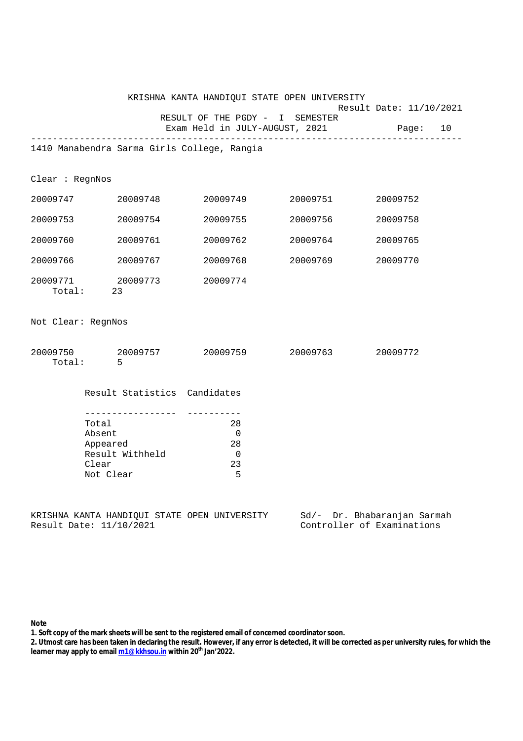KRISHNA KANTA HANDIQUI STATE OPEN UNIVERSITY

Result Date: 11/10/2021

RESULT OF THE PGDY - I SEMESTER

Exam Held in JULY-AUGUST, 2021

---

1410 Manabendra Sarma Girls College, Rangia

Clear : RegnNos

| | | | | |
|---|---|---|---|---|
| 20009747 | 20009748 | 20009749 | 20009751 | 20009752 |
| 20009753 | 20009754 | 20009755 | 20009756 | 20009758 |
| 20009760 | 20009761 | 20009762 | 20009764 | 20009765 |
| 20009766 | 20009767 | 20009768 | 20009769 | 20009770 |
| 20009771 | 20009773 | 20009774 | | |

Total: 23

Not Clear: RegnNos

| | | | | |
|---|---|---|---|---|
| 20009750 | 20009757 | 20009759 | 20009763 | 20009772 |

Total: 5

| Result Statistics | Candidates |
|---|---|
| Total | 28 |
| Absent | 0 |
| Appeared | 28 |
| Result Withheld | 0 |
| Clear | 23 |
| Not Clear | 5 |

KRISHNA KANTA HANDIQUI STATE OPEN UNIVERSITY
Result Date: 11/10/2021

Sd/- Dr. Bhabaranjan Sarmah
Controller of Examinations

**Note**

**1. Soft copy of the mark sheets will be sent to the registered email of concerned coordinator soon.**

**2. Utmost care has been taken in declaring the result. However, if any error is detected, it will be corrected as per university rules, for which the learner may apply to email m1@kkhsou.in within 20th Jan'2022.**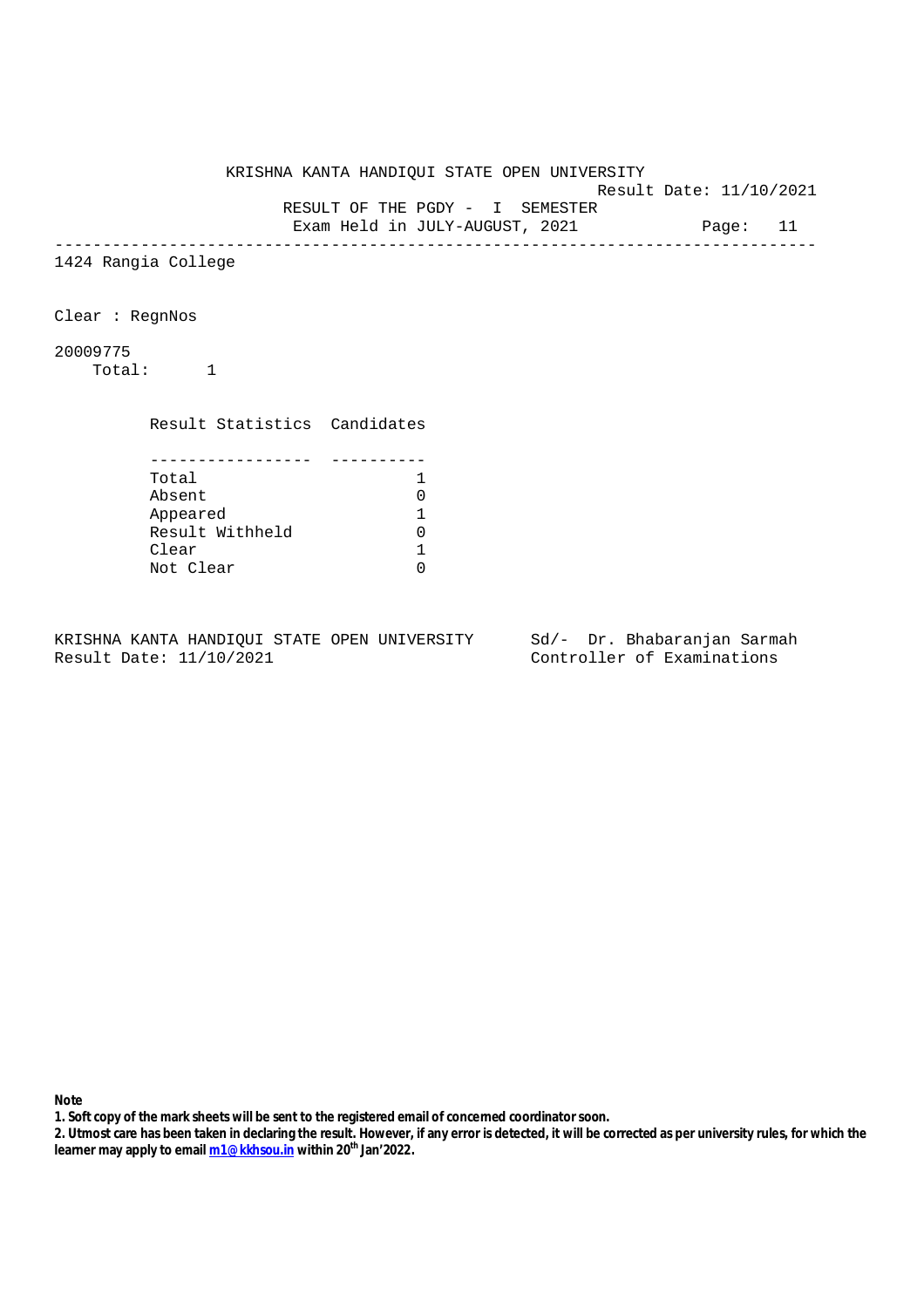KRISHNA KANTA HANDIQUI STATE OPEN UNIVERSITY

Result Date: 11/10/2021

RESULT OF THE PGDY - I SEMESTER

Exam Held in JULY-AUGUST, 2021

---

1424 Rangia College

Clear : RegnNos

20009775

Total: 1

| Result Statistics | Candidates |
|---|---|
| Total | 1 |
| Absent | 0 |
| Appeared | 1 |
| Result Withheld | 0 |
| Clear | 1 |
| Not Clear | 0 |

KRISHNA KANTA HANDIQUI STATE OPEN UNIVERSITY
Result Date: 11/10/2021

Sd/- Dr. Bhabaranjan Sarmah
Controller of Examinations

**Note**

**1. Soft copy of the mark sheets will be sent to the registered email of concerned coordinator soon.**

**2. Utmost care has been taken in declaring the result. However, if any error is detected, it will be corrected as per university rules, for which the learner may apply to email m1@kkhsou.in within 20th Jan'2022.**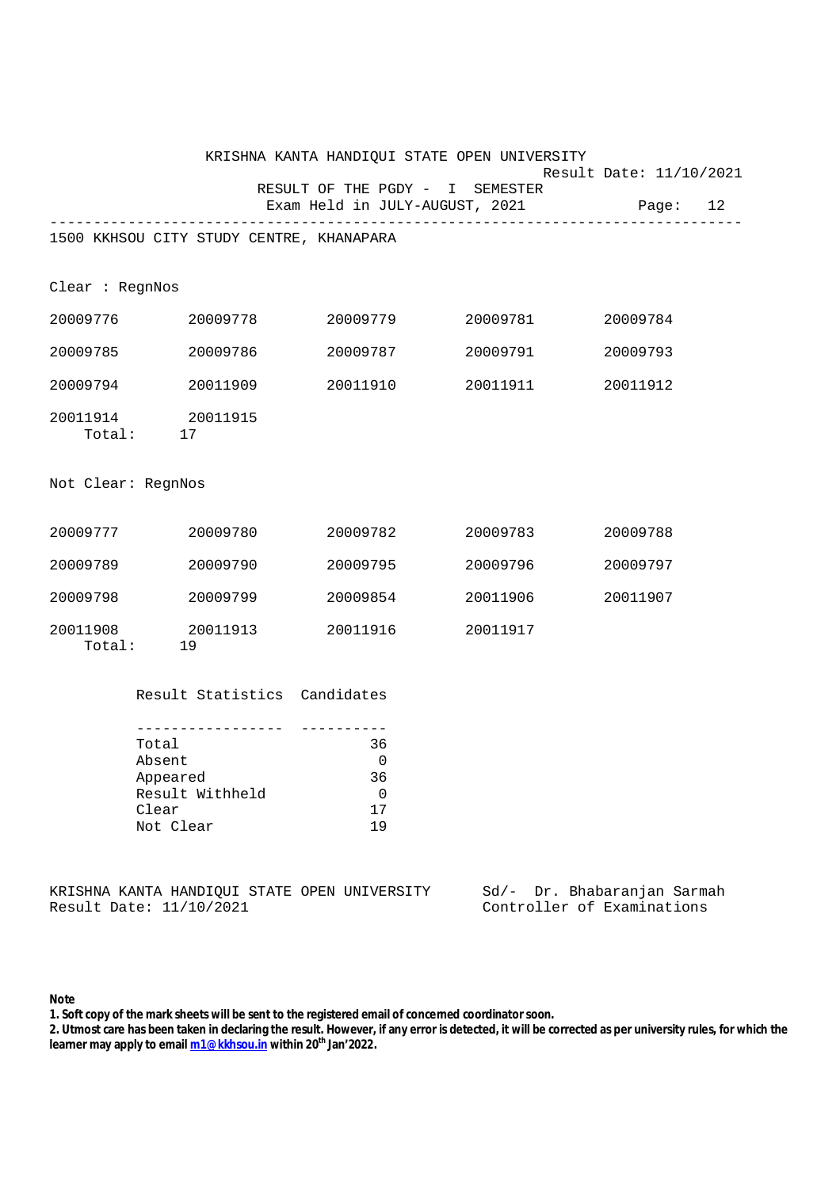KRISHNA KANTA HANDIQUI STATE OPEN UNIVERSITY

Result Date: 11/10/2021

RESULT OF THE PGDY - I SEMESTER

Exam Held in JULY-AUGUST, 2021

---

1500 KKHSOU CITY STUDY CENTRE, KHANAPARA

Clear : RegnNos

| | | | | |
|---|---|---|---|---|
| 20009776 | 20009778 | 20009779 | 20009781 | 20009784 |
| 20009785 | 20009786 | 20009787 | 20009791 | 20009793 |
| 20009794 | 20011909 | 20011910 | 20011911 | 20011912 |
| 20011914 | 20011915 | | | |

Total: 17

Not Clear: RegnNos

| | | | | |
|---|---|---|---|---|
| 20009777 | 20009780 | 20009782 | 20009783 | 20009788 |
| 20009789 | 20009790 | 20009795 | 20009796 | 20009797 |
| 20009798 | 20009799 | 20009854 | 20011906 | 20011907 |
| 20011908 | 20011913 | 20011916 | 20011917 | |

Total: 19

| Result Statistics | Candidates |
|---|---|
| Total | 36 |
| Absent | 0 |
| Appeared | 36 |
| Result Withheld | 0 |
| Clear | 17 |
| Not Clear | 19 |

KRISHNA KANTA HANDIQUI STATE OPEN UNIVERSITY
Result Date: 11/10/2021

Sd/- Dr. Bhabaranjan Sarmah
Controller of Examinations

**Note**

**1. Soft copy of the mark sheets will be sent to the registered email of concerned coordinator soon.**

**2. Utmost care has been taken in declaring the result. However, if any error is detected, it will be corrected as per university rules, for which the learner may apply to email m1@kkhsou.in within 20th Jan'2022.**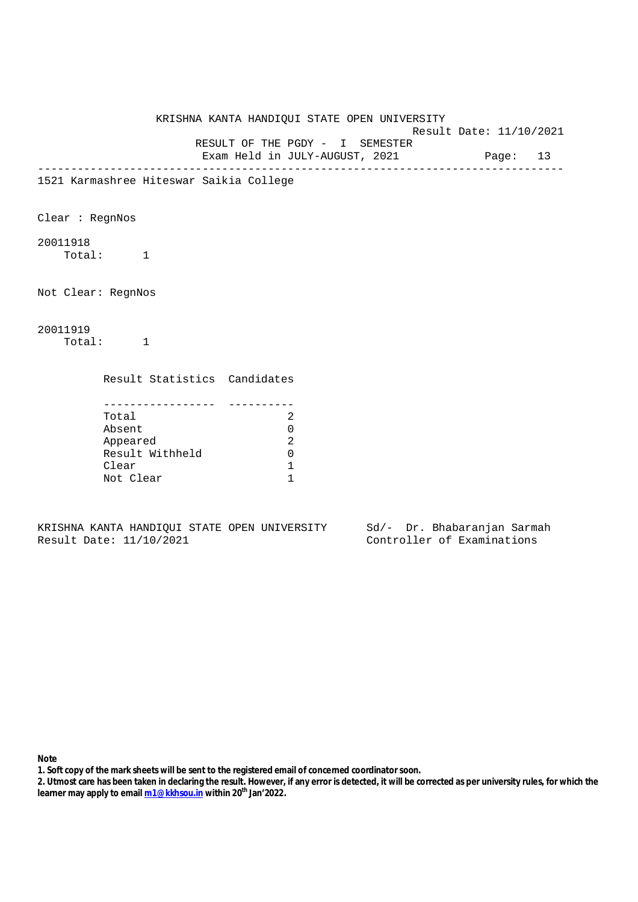KRISHNA KANTA HANDIQUI STATE OPEN UNIVERSITY

Result Date: 11/10/2021

RESULT OF THE PGDY - I SEMESTER

Exam Held in JULY-AUGUST, 2021

1521 Karmashree Hiteswar Saikia College

Clear : RegnNos

20011918

Total: 1

Not Clear: RegnNos

20011919

Total: 1

| Result Statistics | Candidates |
|---|---|
| Total | 2 |
| Absent | 0 |
| Appeared | 2 |
| Result Withheld | 0 |
| Clear | 1 |
| Not Clear | 1 |

KRISHNA KANTA HANDIQUI STATE OPEN UNIVERSITY
Result Date: 11/10/2021

Sd/- Dr. Bhabaranjan Sarmah
Controller of Examinations

**Note**

**1. Soft copy of the mark sheets will be sent to the registered email of concerned coordinator soon.**

**2. Utmost care has been taken in declaring the result. However, if any error is detected, it will be corrected as per university rules, for which the learner may apply to email m1@kkhsou.in within 20th Jan'2022.**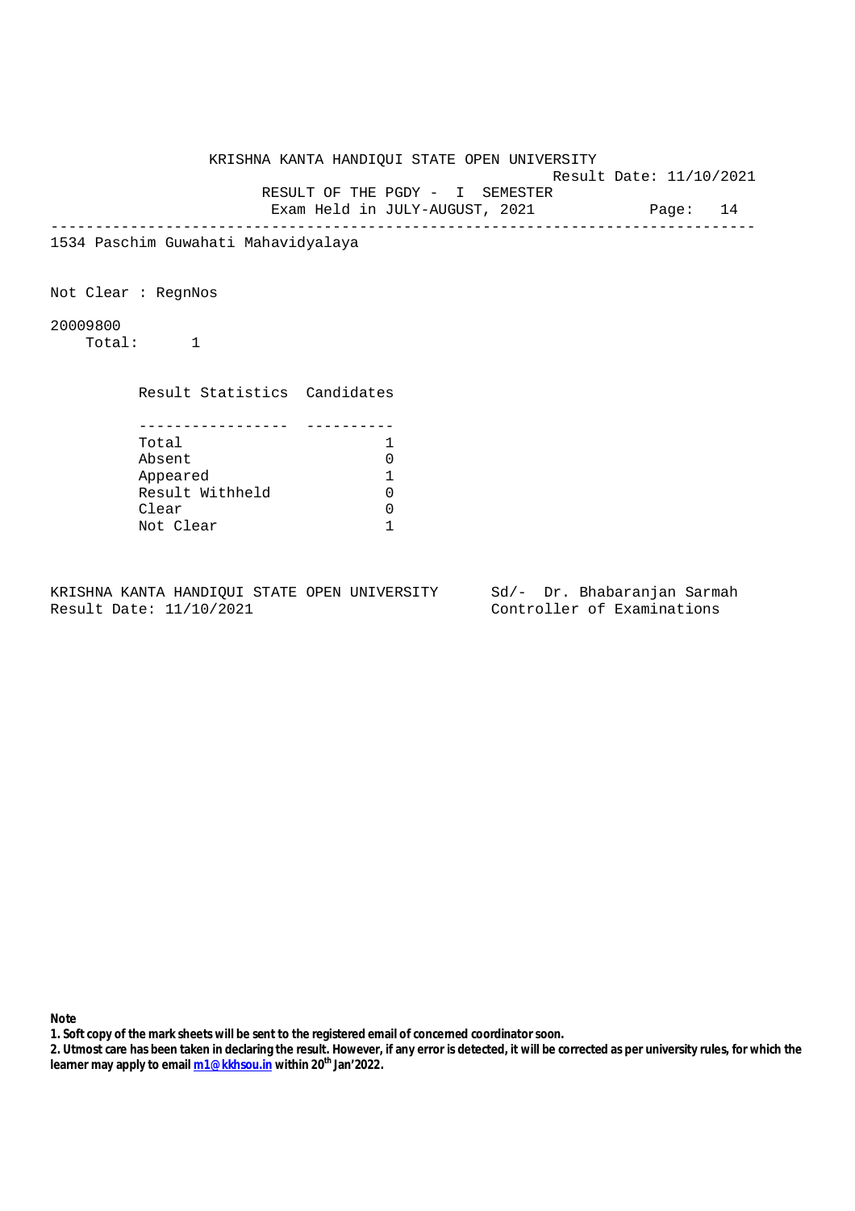KRISHNA KANTA HANDIQUI STATE OPEN UNIVERSITY

Result Date: 11/10/2021

RESULT OF THE PGDY - I SEMESTER

Exam Held in JULY-AUGUST, 2021

---

1534 Paschim Guwahati Mahavidyalaya

Not Clear : RegnNos

20009800

Total: 1

| Result Statistics | Candidates |
|---|---|
| Total | 1 |
| Absent | 0 |
| Appeared | 1 |
| Result Withheld | 0 |
| Clear | 0 |
| Not Clear | 1 |

KRISHNA KANTA HANDIQUI STATE OPEN UNIVERSITY
Result Date: 11/10/2021

Sd/- Dr. Bhabaranjan Sarmah
Controller of Examinations

**Note**

**1. Soft copy of the mark sheets will be sent to the registered email of concerned coordinator soon.**

**2. Utmost care has been taken in declaring the result. However, if any error is detected, it will be corrected as per university rules, for which the learner may apply to email m1@kkhsou.in within 20th Jan'2022.**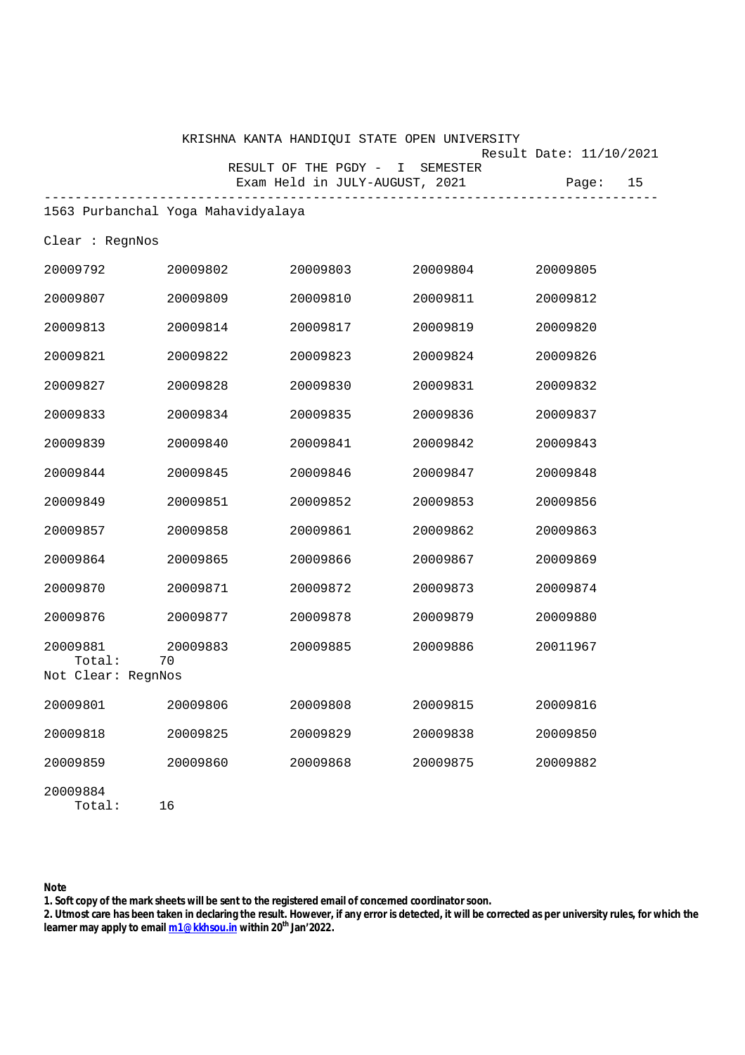KRISHNA KANTA HANDIQUI STATE OPEN UNIVERSITY

Result Date: 11/10/2021

RESULT OF THE PGDY - I SEMESTER

Exam Held in JULY-AUGUST, 2021

---

1563 Purbanchal Yoga Mahavidyalaya

Clear : RegnNos

| | | | | |
|---|---|---|---|---|
| 20009792 | 20009802 | 20009803 | 20009804 | 20009805 |
| 20009807 | 20009809 | 20009810 | 20009811 | 20009812 |
| 20009813 | 20009814 | 20009817 | 20009819 | 20009820 |
| 20009821 | 20009822 | 20009823 | 20009824 | 20009826 |
| 20009827 | 20009828 | 20009830 | 20009831 | 20009832 |
| 20009833 | 20009834 | 20009835 | 20009836 | 20009837 |
| 20009839 | 20009840 | 20009841 | 20009842 | 20009843 |
| 20009844 | 20009845 | 20009846 | 20009847 | 20009848 |
| 20009849 | 20009851 | 20009852 | 20009853 | 20009856 |
| 20009857 | 20009858 | 20009861 | 20009862 | 20009863 |
| 20009864 | 20009865 | 20009866 | 20009867 | 20009869 |
| 20009870 | 20009871 | 20009872 | 20009873 | 20009874 |
| 20009876 | 20009877 | 20009878 | 20009879 | 20009880 |
| 20009881 | 20009883 | 20009885 | 20009886 | 20011967 |

Total: 70

Not Clear: RegnNos

| | | | | |
|---|---|---|---|---|
| 20009801 | 20009806 | 20009808 | 20009815 | 20009816 |
| 20009818 | 20009825 | 20009829 | 20009838 | 20009850 |
| 20009859 | 20009860 | 20009868 | 20009875 | 20009882 |
| 20009884 | | | | |

Total: 16

**Note**

**1. Soft copy of the mark sheets will be sent to the registered email of concerned coordinator soon.**

**2. Utmost care has been taken in declaring the result. However, if any error is detected, it will be corrected as per university rules, for which the learner may apply to email m1@kkhsou.in within 20th Jan'2022.**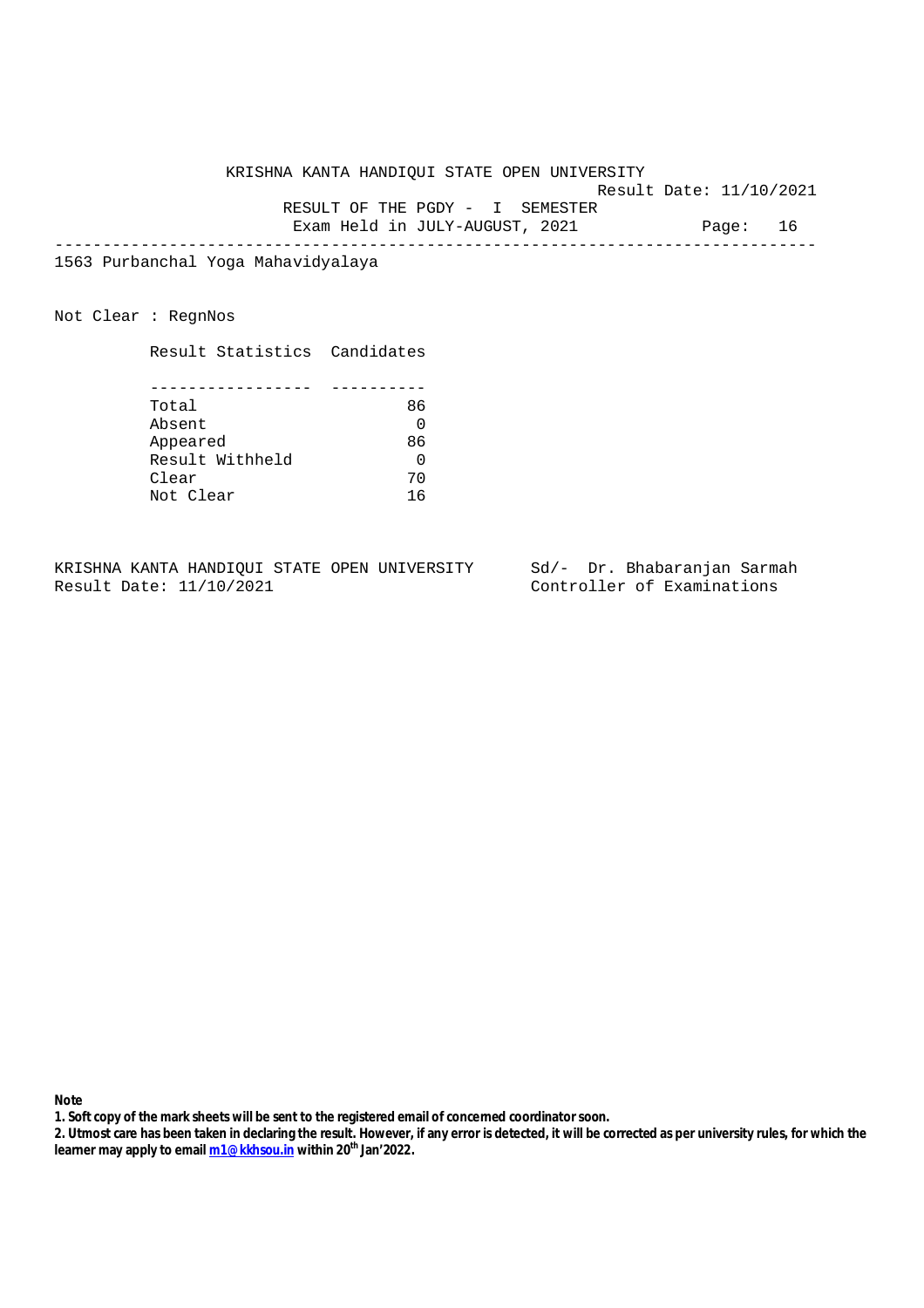KRISHNA KANTA HANDIQUI STATE OPEN UNIVERSITY

Result Date: 11/10/2021

RESULT OF THE PGDY - I SEMESTER

Exam Held in JULY-AUGUST, 2021

---

1563 Purbanchal Yoga Mahavidyalaya

Not Clear : RegnNos

| Result Statistics | Candidates |
|---|---|
| Total | 86 |
| Absent | 0 |
| Appeared | 86 |
| Result Withheld | 0 |
| Clear | 70 |
| Not Clear | 16 |

KRISHNA KANTA HANDIQUI STATE OPEN UNIVERSITY
Result Date: 11/10/2021

Sd/- Dr. Bhabaranjan Sarmah
Controller of Examinations

**Note**

**1. Soft copy of the mark sheets will be sent to the registered email of concerned coordinator soon.**

**2. Utmost care has been taken in declaring the result. However, if any error is detected, it will be corrected as per university rules, for which the learner may apply to email m1@kkhsou.in within 20th Jan'2022.**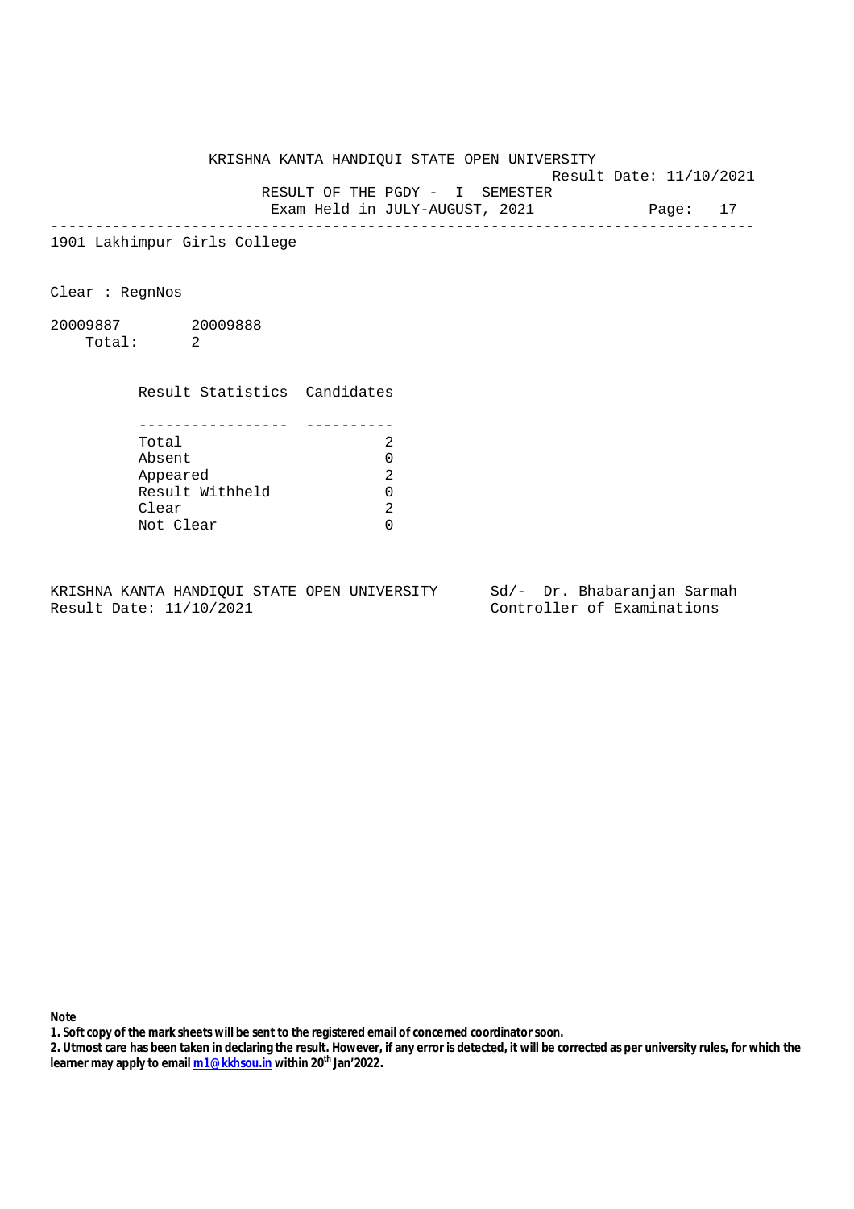KRISHNA KANTA HANDIQUI STATE OPEN UNIVERSITY

Result Date: 11/10/2021

RESULT OF THE PGDY - I SEMESTER

Exam Held in JULY-AUGUST, 2021

---

1901 Lakhimpur Girls College

Clear : RegnNos

20009887 20009888

Total: 2

| Result Statistics | Candidates |
|---|---|
| Total | 2 |
| Absent | 0 |
| Appeared | 2 |
| Result Withheld | 0 |
| Clear | 2 |
| Not Clear | 0 |

KRISHNA KANTA HANDIQUI STATE OPEN UNIVERSITY
Result Date: 11/10/2021

Sd/- Dr. Bhabaranjan Sarmah
Controller of Examinations

**Note**

**1. Soft copy of the mark sheets will be sent to the registered email of concerned coordinator soon.**

**2. Utmost care has been taken in declaring the result. However, if any error is detected, it will be corrected as per university rules, for which the learner may apply to email m1@kkhsou.in within 20th Jan'2022.**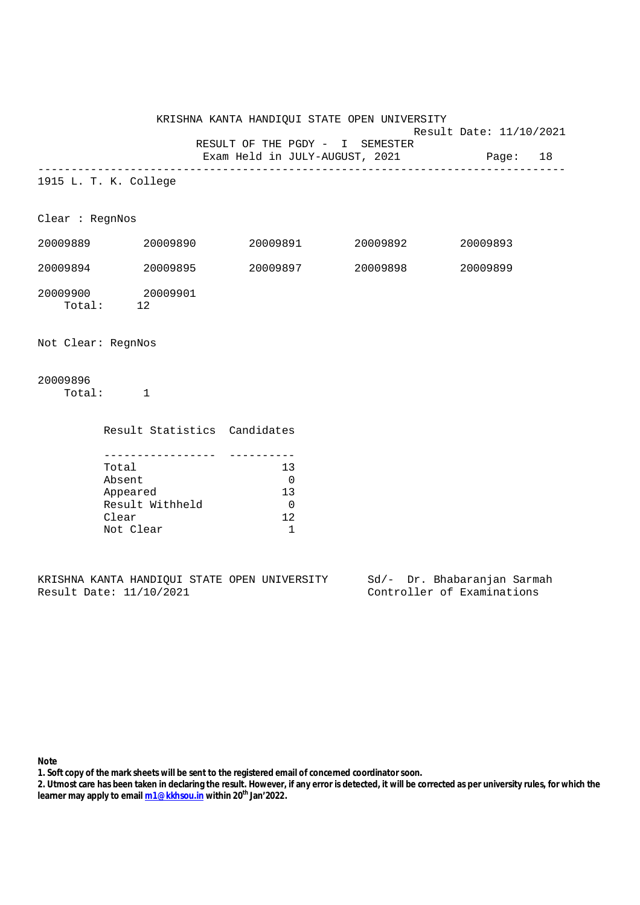KRISHNA KANTA HANDIQUI STATE OPEN UNIVERSITY

Result Date: 11/10/2021

RESULT OF THE PGDY - I SEMESTER

Exam Held in JULY-AUGUST, 2021

---

1915 L. T. K. College

Clear : RegnNos

| | | | | |
|---|---|---|---|---|
| 20009889 | 20009890 | 20009891 | 20009892 | 20009893 |
| 20009894 | 20009895 | 20009897 | 20009898 | 20009899 |
| 20009900 | 20009901 | | | |

Total: 12

Not Clear: RegnNos

20009896

Total: 1

| Result Statistics | Candidates |
|---|---|
| Total | 13 |
| Absent | 0 |
| Appeared | 13 |
| Result Withheld | 0 |
| Clear | 12 |
| Not Clear | 1 |

KRISHNA KANTA HANDIQUI STATE OPEN UNIVERSITY
Result Date: 11/10/2021

Sd/- Dr. Bhabaranjan Sarmah
Controller of Examinations

**Note**

**1. Soft copy of the mark sheets will be sent to the registered email of concerned coordinator soon.**

**2. Utmost care has been taken in declaring the result. However, if any error is detected, it will be corrected as per university rules, for which the learner may apply to email m1@kkhsou.in within 20th Jan'2022.**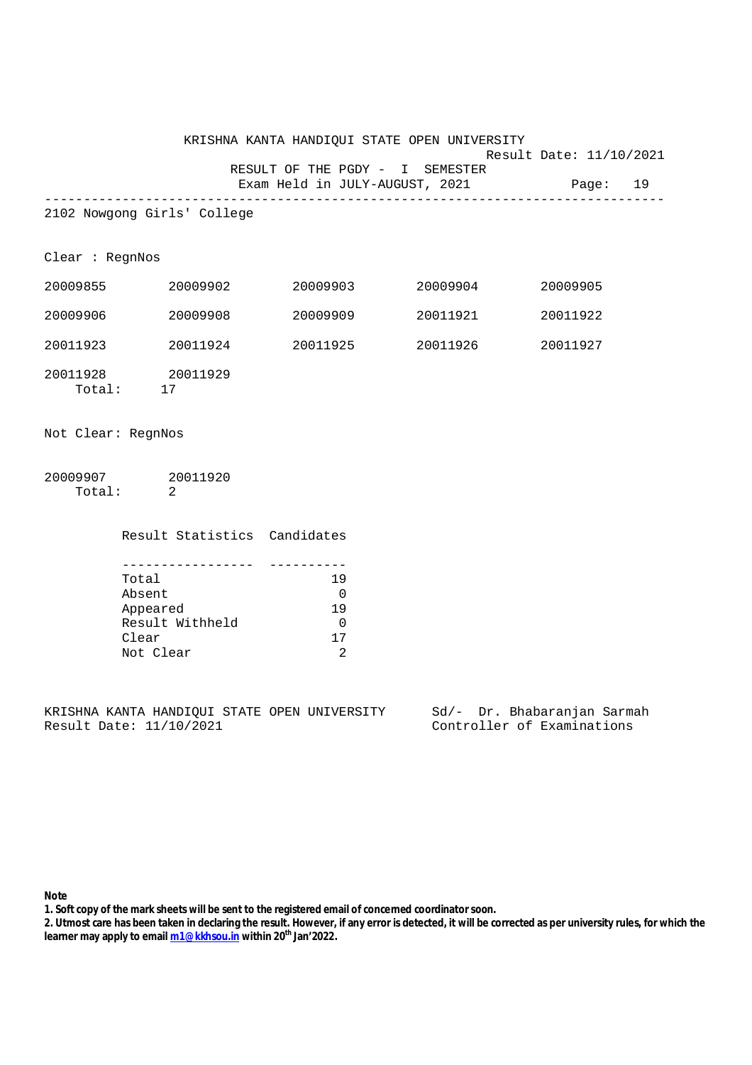KRISHNA KANTA HANDIQUI STATE OPEN UNIVERSITY

Result Date: 11/10/2021

RESULT OF THE PGDY - I SEMESTER

Exam Held in JULY-AUGUST, 2021

---

2102 Nowgong Girls' College

Clear : RegnNos

| | | | | |
|---|---|---|---|---|
| 20009855 | 20009902 | 20009903 | 20009904 | 20009905 |
| 20009906 | 20009908 | 20009909 | 20011921 | 20011922 |
| 20011923 | 20011924 | 20011925 | 20011926 | 20011927 |
| 20011928 | 20011929 | | | |

Total: 17

Not Clear: RegnNos

| | |
|---|---|
| 20009907 | 20011920 |

Total: 2

| Result Statistics | Candidates |
|---|---|
| Total | 19 |
| Absent | 0 |
| Appeared | 19 |
| Result Withheld | 0 |
| Clear | 17 |
| Not Clear | 2 |

KRISHNA KANTA HANDIQUI STATE OPEN UNIVERSITY
Result Date: 11/10/2021

Sd/- Dr. Bhabaranjan Sarmah
Controller of Examinations

**Note**

**1. Soft copy of the mark sheets will be sent to the registered email of concerned coordinator soon.**

**2. Utmost care has been taken in declaring the result. However, if any error is detected, it will be corrected as per university rules, for which the learner may apply to email m1@kkhsou.in within 20th Jan'2022.**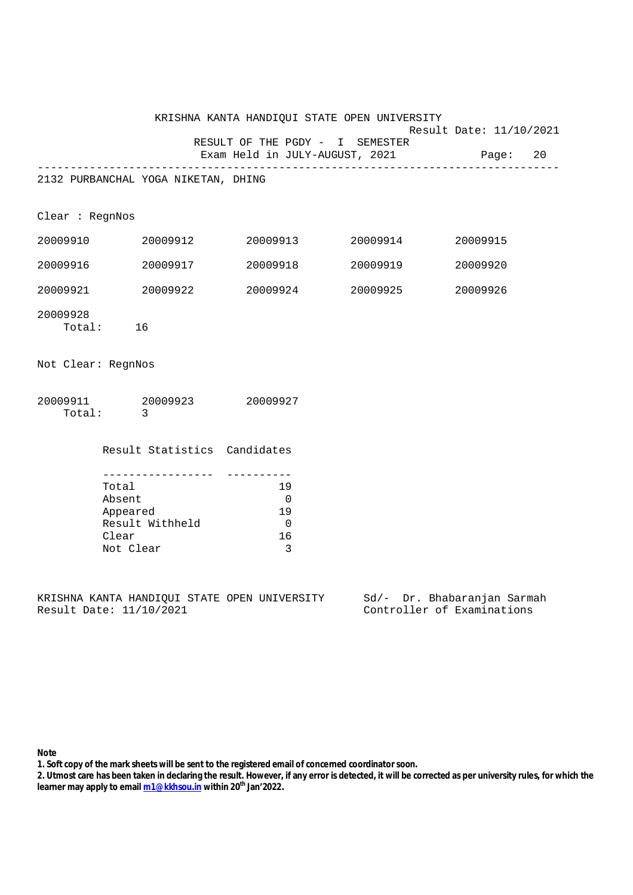KRISHNA KANTA HANDIQUI STATE OPEN UNIVERSITY

Result Date: 11/10/2021

RESULT OF THE PGDY - I SEMESTER

Exam Held in JULY-AUGUST, 2021

---

2132 PURBANCHAL YOGA NIKETAN, DHING

Clear : RegnNos

| | | | | |
|---|---|---|---|---|
| 20009910 | 20009912 | 20009913 | 20009914 | 20009915 |
| 20009916 | 20009917 | 20009918 | 20009919 | 20009920 |
| 20009921 | 20009922 | 20009924 | 20009925 | 20009926 |
| 20009928 | | | | |

Total: 16

Not Clear: RegnNos

| | | |
|---|---|---|
| 20009911 | 20009923 | 20009927 |

Total: 3

| Result Statistics | Candidates |
|---|---|
| Total | 19 |
| Absent | 0 |
| Appeared | 19 |
| Result Withheld | 0 |
| Clear | 16 |
| Not Clear | 3 |

KRISHNA KANTA HANDIQUI STATE OPEN UNIVERSITY
Result Date: 11/10/2021

Sd/- Dr. Bhabaranjan Sarmah
Controller of Examinations

**Note**

**1. Soft copy of the mark sheets will be sent to the registered email of concerned coordinator soon.**

**2. Utmost care has been taken in declaring the result. However, if any error is detected, it will be corrected as per university rules, for which the learner may apply to email m1@kkhsou.in within 20th Jan'2022.**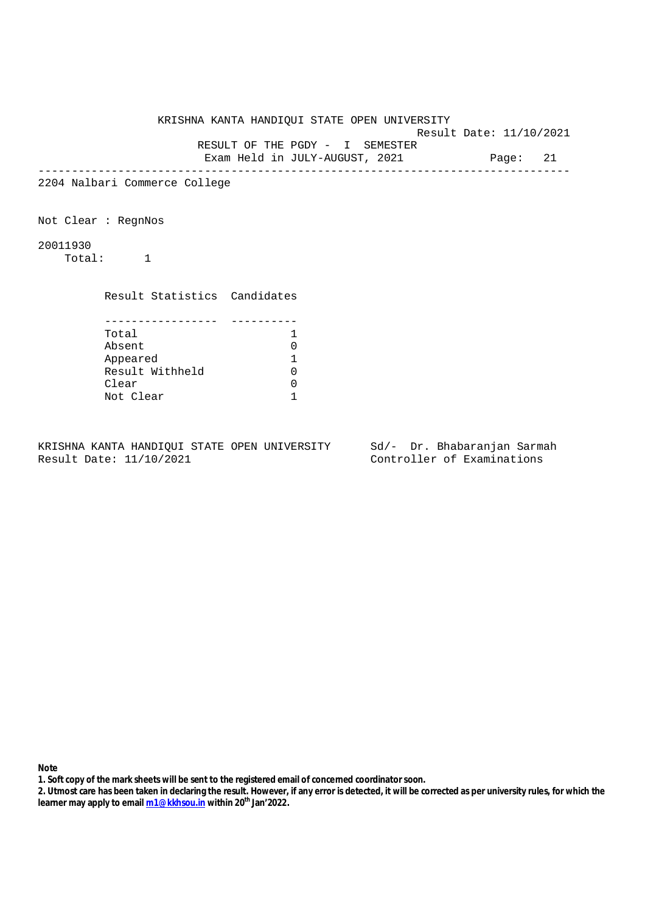KRISHNA KANTA HANDIQUI STATE OPEN UNIVERSITY

Result Date: 11/10/2021

RESULT OF THE PGDY - I SEMESTER

Exam Held in JULY-AUGUST, 2021

---

2204 Nalbari Commerce College

Not Clear : RegnNos

20011930

Total: 1

| Result Statistics | Candidates |
|---|---|
| Total | 1 |
| Absent | 0 |
| Appeared | 1 |
| Result Withheld | 0 |
| Clear | 0 |
| Not Clear | 1 |

KRISHNA KANTA HANDIQUI STATE OPEN UNIVERSITY
Result Date: 11/10/2021

Sd/- Dr. Bhabaranjan Sarmah
Controller of Examinations

**Note**

**1. Soft copy of the mark sheets will be sent to the registered email of concerned coordinator soon.**

**2. Utmost care has been taken in declaring the result. However, if any error is detected, it will be corrected as per university rules, for which the learner may apply to email m1@kkhsou.in within 20th Jan'2022.**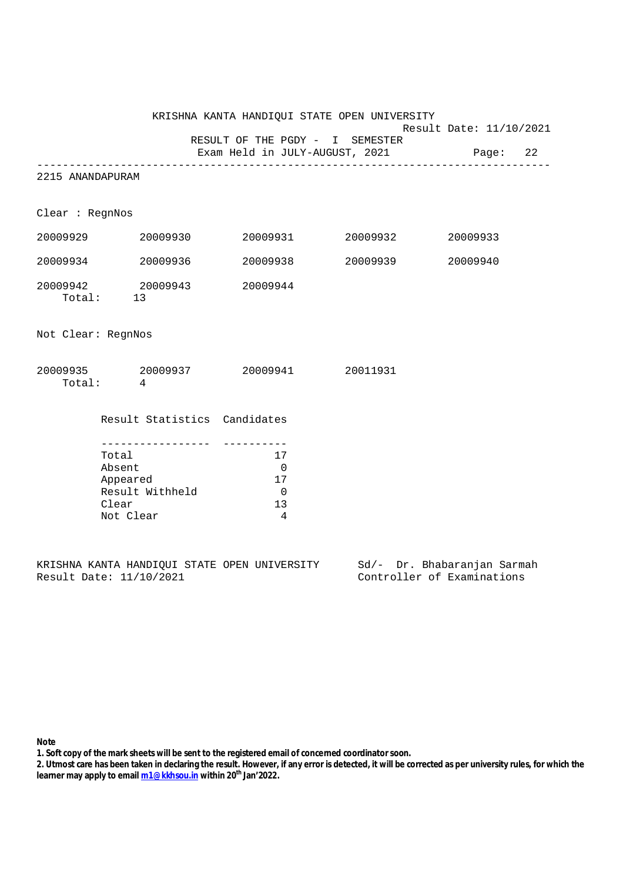KRISHNA KANTA HANDIQUI STATE OPEN UNIVERSITY

Result Date: 11/10/2021

RESULT OF THE PGDY - I SEMESTER

Exam Held in JULY-AUGUST, 2021

---

2215 ANANDAPURAM

Clear : RegnNos

| | | | | |
|---|---|---|---|---|
| 20009929 | 20009930 | 20009931 | 20009932 | 20009933 |
| 20009934 | 20009936 | 20009938 | 20009939 | 20009940 |
| 20009942 | 20009943 | 20009944 | | |

Total: 13

Not Clear: RegnNos

| | | | |
|---|---|---|---|
| 20009935 | 20009937 | 20009941 | 20011931 |

Total: 4

| Result Statistics | Candidates |
|---|---|
| Total | 17 |
| Absent | 0 |
| Appeared | 17 |
| Result Withheld | 0 |
| Clear | 13 |
| Not Clear | 4 |

KRISHNA KANTA HANDIQUI STATE OPEN UNIVERSITY
Result Date: 11/10/2021

Sd/- Dr. Bhabaranjan Sarmah
Controller of Examinations

**Note**

**1. Soft copy of the mark sheets will be sent to the registered email of concerned coordinator soon.**

**2. Utmost care has been taken in declaring the result. However, if any error is detected, it will be corrected as per university rules, for which the learner may apply to email m1@kkhsou.in within 20th Jan'2022.**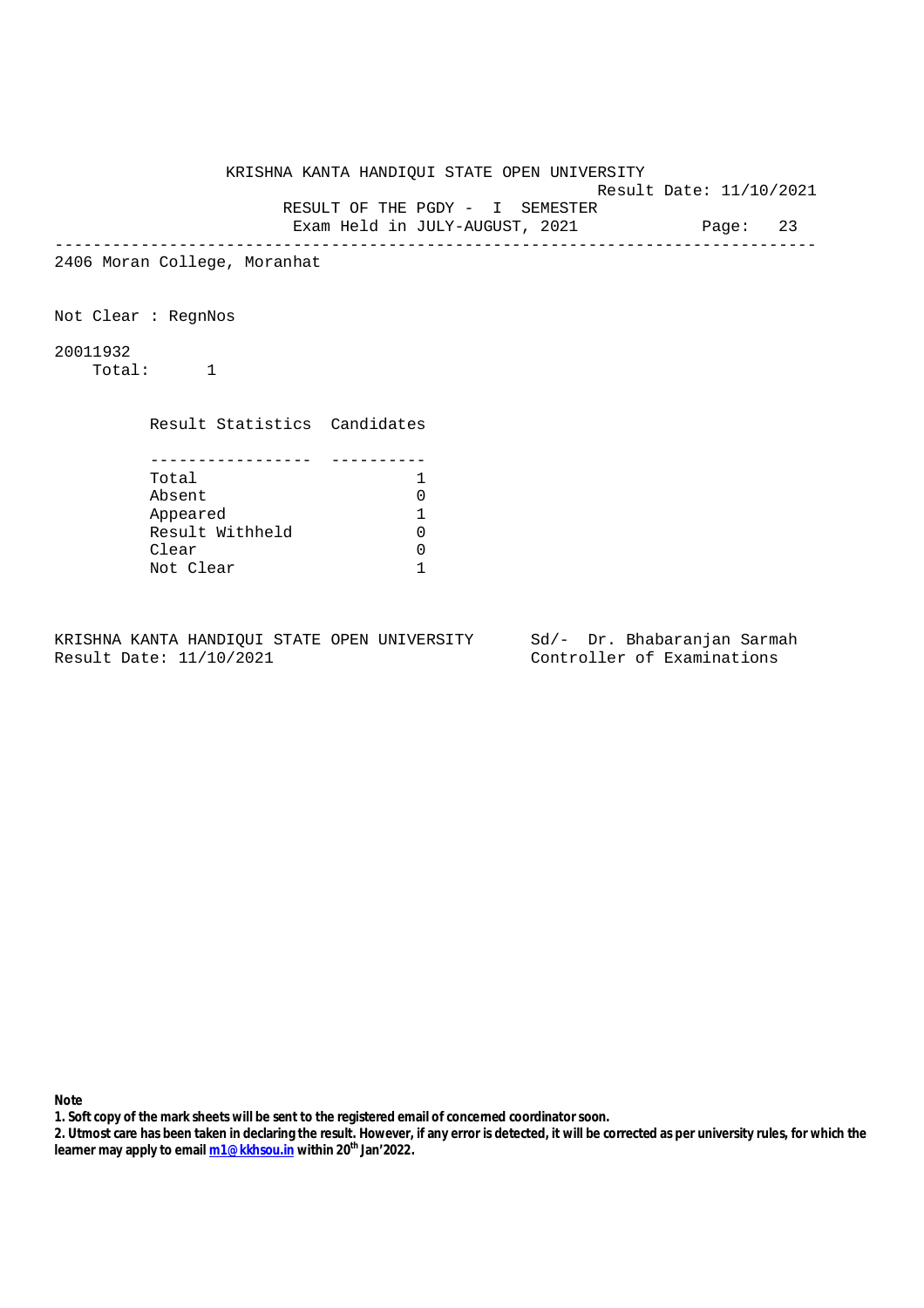KRISHNA KANTA HANDIQUI STATE OPEN UNIVERSITY

Result Date: 11/10/2021

RESULT OF THE PGDY - I SEMESTER

Exam Held in JULY-AUGUST, 2021

---

2406 Moran College, Moranhat

Not Clear : RegnNos

20011932

Total: 1

| Result Statistics | Candidates |
|---|---|
| Total | 1 |
| Absent | 0 |
| Appeared | 1 |
| Result Withheld | 0 |
| Clear | 0 |
| Not Clear | 1 |

KRISHNA KANTA HANDIQUI STATE OPEN UNIVERSITY
Result Date: 11/10/2021

Sd/- Dr. Bhabaranjan Sarmah
Controller of Examinations

**Note**

**1. Soft copy of the mark sheets will be sent to the registered email of concerned coordinator soon.**

**2. Utmost care has been taken in declaring the result. However, if any error is detected, it will be corrected as per university rules, for which the learner may apply to email m1@kkhsou.in within 20th Jan'2022.**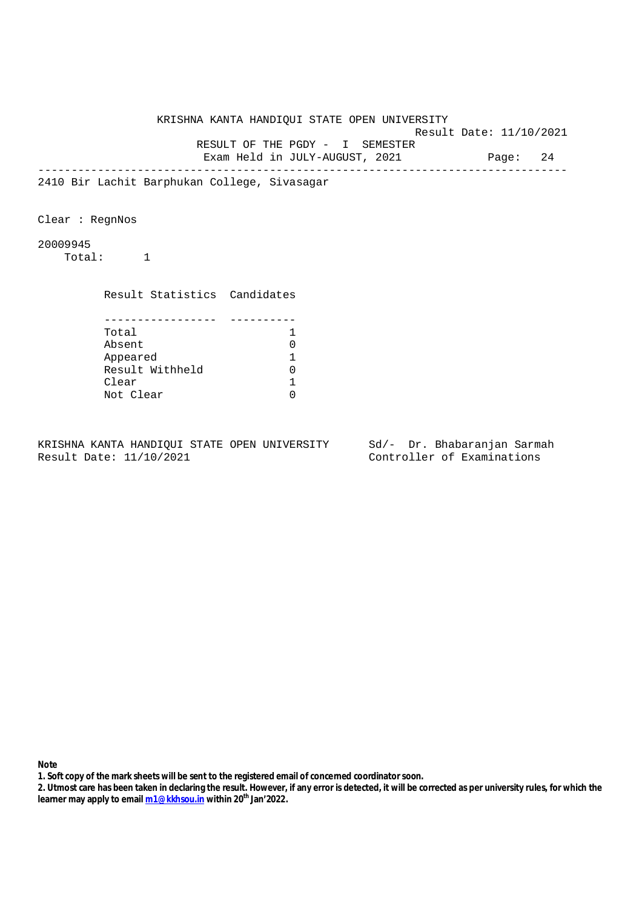KRISHNA KANTA HANDIQUI STATE OPEN UNIVERSITY

Result Date: 11/10/2021

RESULT OF THE PGDY - I SEMESTER

Exam Held in JULY-AUGUST, 2021

---

2410 Bir Lachit Barphukan College, Sivasagar

Clear : RegnNos

20009945

Total: 1

| Result Statistics | Candidates |
|---|---|
| Total | 1 |
| Absent | 0 |
| Appeared | 1 |
| Result Withheld | 0 |
| Clear | 1 |
| Not Clear | 0 |

KRISHNA KANTA HANDIQUI STATE OPEN UNIVERSITY
Result Date: 11/10/2021

Sd/- Dr. Bhabaranjan Sarmah
Controller of Examinations

**Note**

**1. Soft copy of the mark sheets will be sent to the registered email of concerned coordinator soon.**

**2. Utmost care has been taken in declaring the result. However, if any error is detected, it will be corrected as per university rules, for which the learner may apply to email m1@kkhsou.in within 20th Jan'2022.**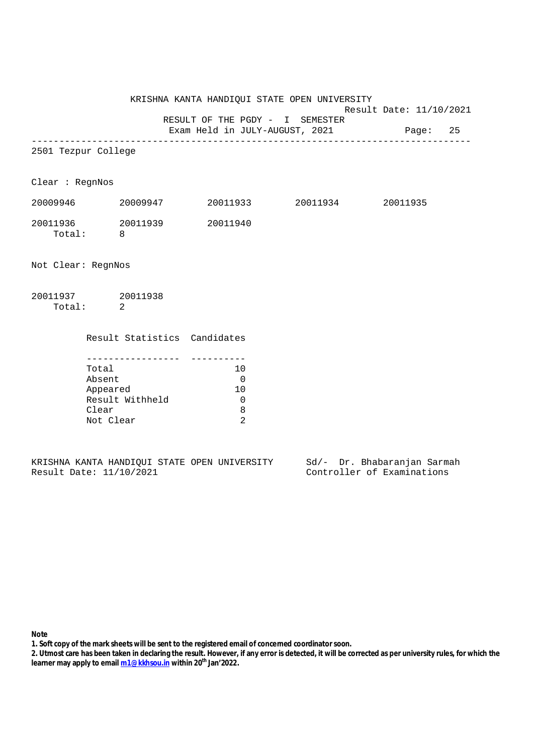KRISHNA KANTA HANDIQUI STATE OPEN UNIVERSITY

Result Date: 11/10/2021

RESULT OF THE PGDY - I SEMESTER

Exam Held in JULY-AUGUST, 2021

---

2501 Tezpur College

Clear : RegnNos

20009946 20009947 20011933 20011934 20011935

20011936 20011939 20011940

Total: 8

Not Clear: RegnNos

20011937 20011938

Total: 2

| Result Statistics | Candidates |
|---|---|
| Total | 10 |
| Absent | 0 |
| Appeared | 10 |
| Result Withheld | 0 |
| Clear | 8 |
| Not Clear | 2 |

KRISHNA KANTA HANDIQUI STATE OPEN UNIVERSITY
Result Date: 11/10/2021

Sd/- Dr. Bhabaranjan Sarmah
Controller of Examinations

**Note**

**1. Soft copy of the mark sheets will be sent to the registered email of concerned coordinator soon.**

**2. Utmost care has been taken in declaring the result. However, if any error is detected, it will be corrected as per university rules, for which the learner may apply to email m1@kkhsou.in within 20th Jan'2022.**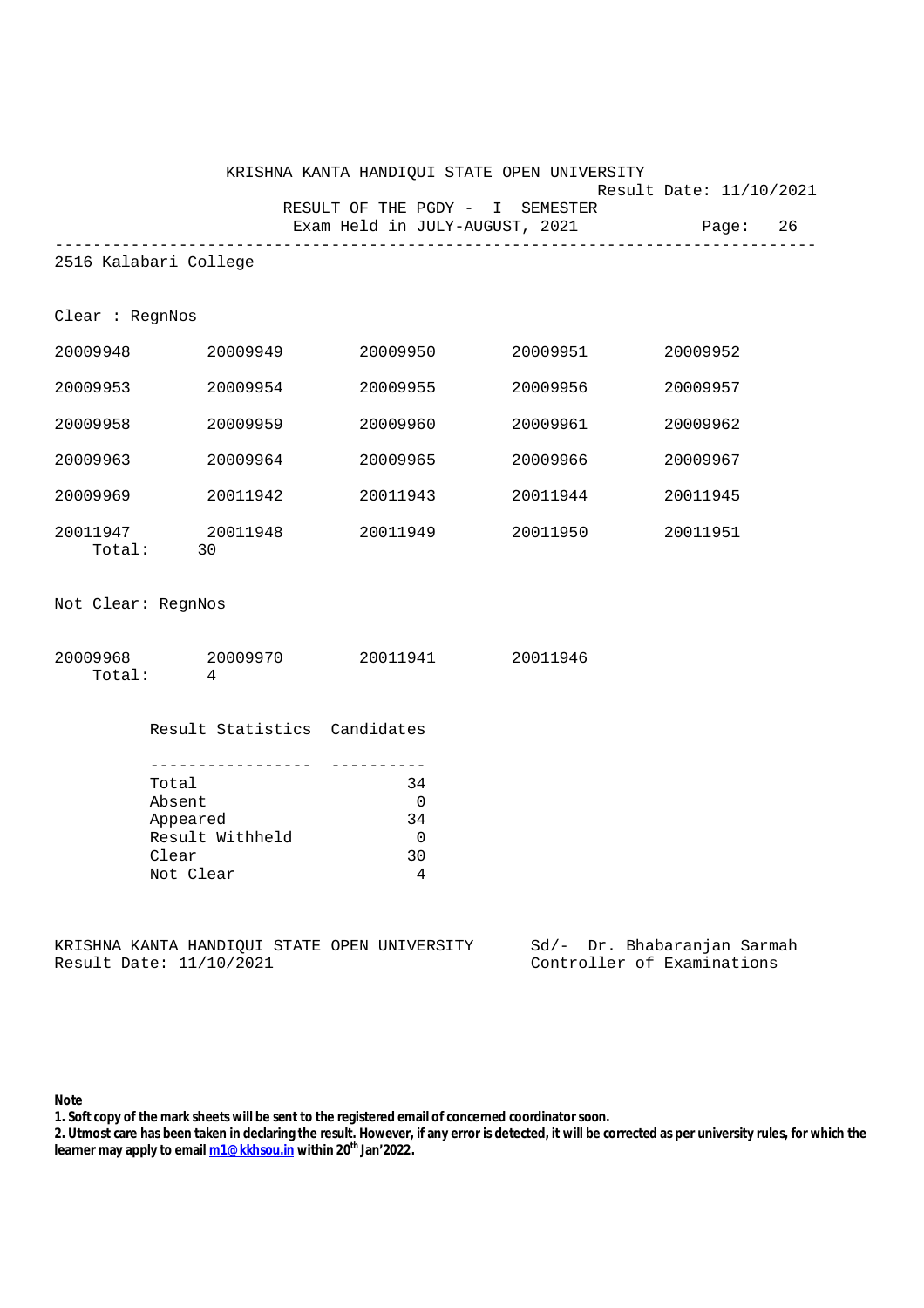KRISHNA KANTA HANDIQUI STATE OPEN UNIVERSITY

Result Date: 11/10/2021

RESULT OF THE PGDY - I SEMESTER

Exam Held in JULY-AUGUST, 2021

---

2516 Kalabari College

Clear : RegnNos

| | | | | |
|---|---|---|---|---|
| 20009948 | 20009949 | 20009950 | 20009951 | 20009952 |
| 20009953 | 20009954 | 20009955 | 20009956 | 20009957 |
| 20009958 | 20009959 | 20009960 | 20009961 | 20009962 |
| 20009963 | 20009964 | 20009965 | 20009966 | 20009967 |
| 20009969 | 20011942 | 20011943 | 20011944 | 20011945 |
| 20011947 | 20011948 | 20011949 | 20011950 | 20011951 |

Total: 30

Not Clear: RegnNos

| | | | |
|---|---|---|---|
| 20009968 | 20009970 | 20011941 | 20011946 |

Total: 4

| Result Statistics | Candidates |
|---|---|
| Total | 34 |
| Absent | 0 |
| Appeared | 34 |
| Result Withheld | 0 |
| Clear | 30 |
| Not Clear | 4 |

KRISHNA KANTA HANDIQUI STATE OPEN UNIVERSITY
Result Date: 11/10/2021

Sd/- Dr. Bhabaranjan Sarmah
Controller of Examinations

**Note**

**1. Soft copy of the mark sheets will be sent to the registered email of concerned coordinator soon.**

**2. Utmost care has been taken in declaring the result. However, if any error is detected, it will be corrected as per university rules, for which the learner may apply to email m1@kkhsou.in within 20th Jan'2022.**